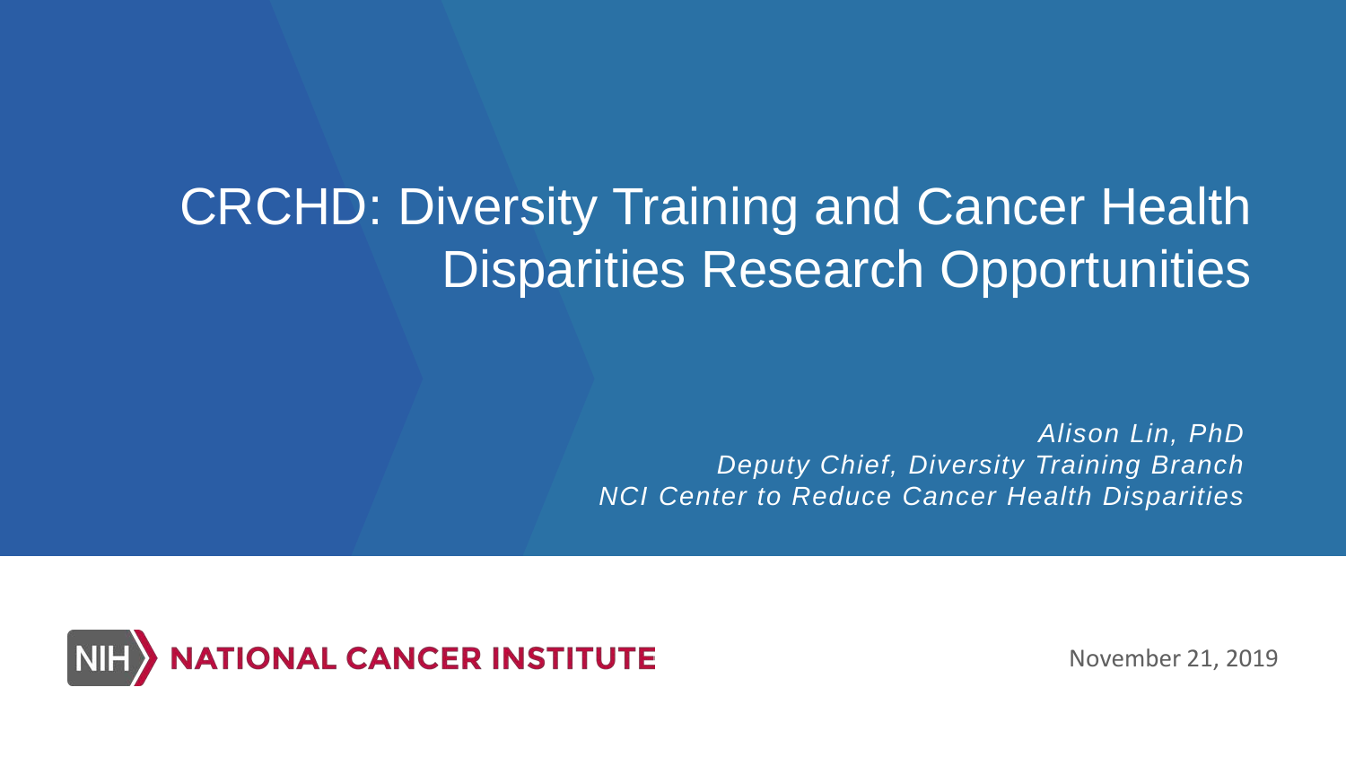# CRCHD: Diversity Training and Cancer Health Disparities Research Opportunities

*Alison Lin, PhD*
*Deputy Chief, Diversity Training Branch*
*NCI Center to Reduce Cancer Health Disparities*

NIH NATIONAL CANCER INSTITUTE

November 21, 2019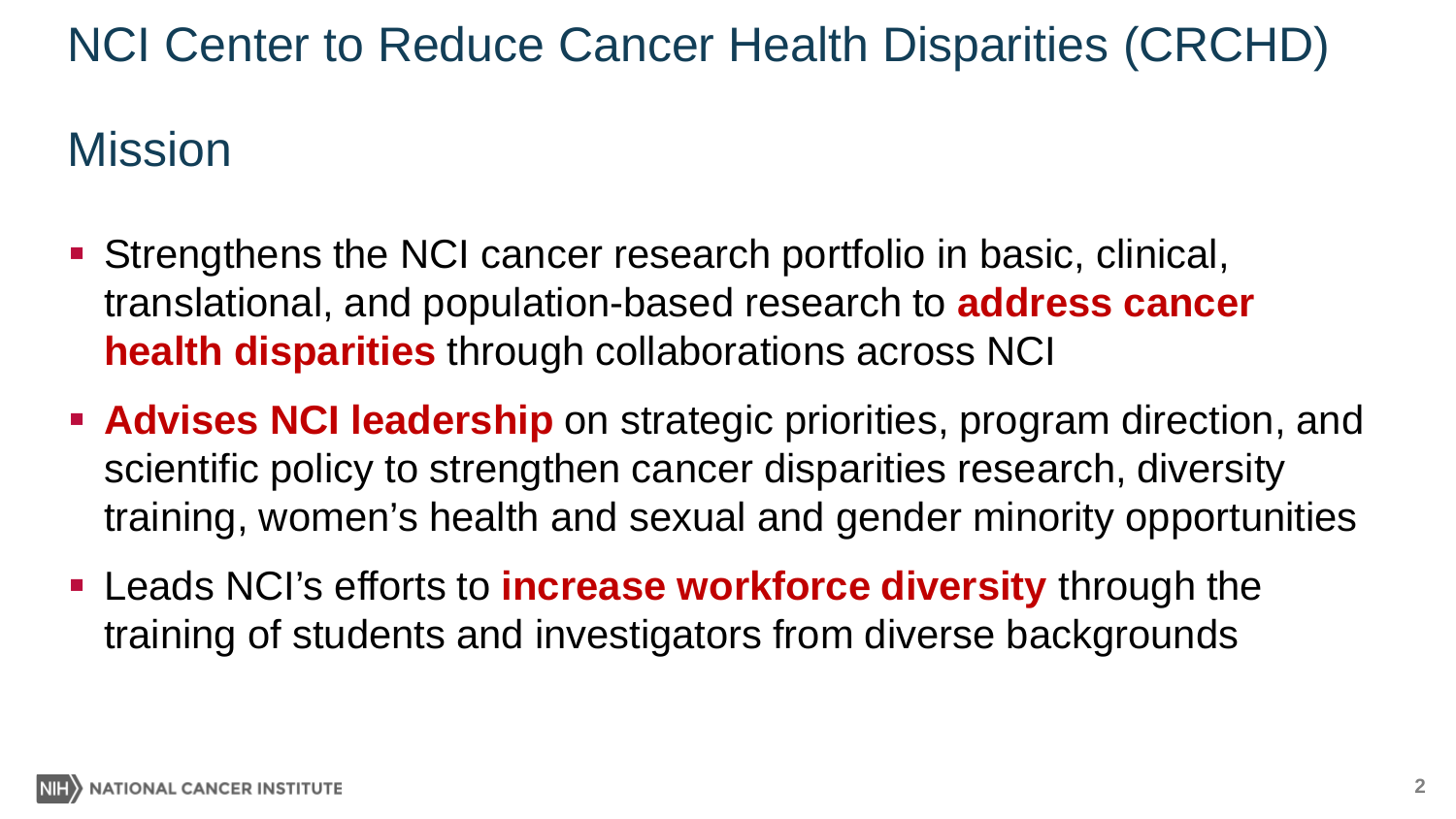# NCI Center to Reduce Cancer Health Disparities (CRCHD)

## Mission

- Strengthens the NCI cancer research portfolio in basic, clinical, translational, and population-based research to **address cancer health disparities** through collaborations across NCI
- **Advises NCI leadership** on strategic priorities, program direction, and scientific policy to strengthen cancer disparities research, diversity training, women's health and sexual and gender minority opportunities
- Leads NCI's efforts to **increase workforce diversity** through the training of students and investigators from diverse backgrounds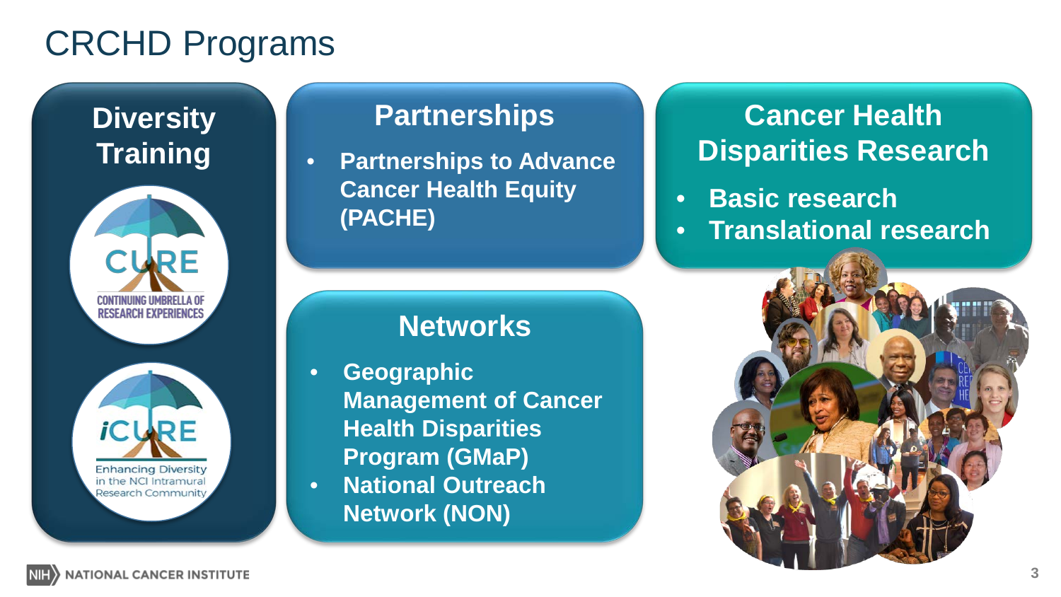# CRCHD Programs

## Diversity Training

CURE
CONTINUING UMBRELLA OF RESEARCH EXPERIENCES

iCURE
Enhancing Diversity in the NCI Intramural Research Community

## Partnerships

- **Partnerships to Advance Cancer Health Equity (PACHE)**

## Networks

- **Geographic Management of Cancer Health Disparities Program (GMaP)**
- **National Outreach Network (NON)**

## Cancer Health Disparities Research

- **Basic research**
- **Translational research**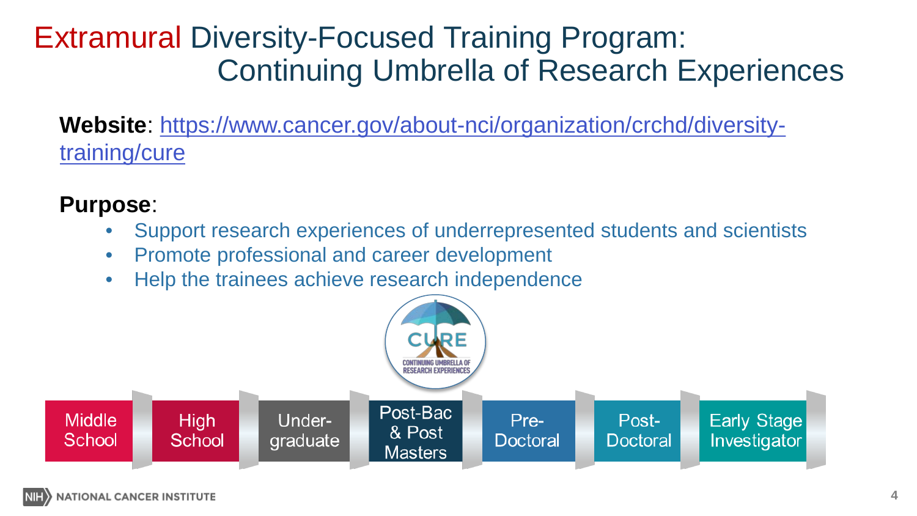# Extramural Diversity-Focused Training Program: Continuing Umbrella of Research Experiences

**Website**: https://www.cancer.gov/about-nci/organization/crchd/diversity-training/cure

**Purpose**:

- Support research experiences of underrepresented students and scientists
- Promote professional and career development
- Help the trainees achieve research independence

CURE
CONTINUING UMBRELLA OF RESEARCH EXPERIENCES

Middle School → High School → Under-graduate → Post-Bac & Post Masters → Pre-Doctoral → Post-Doctoral → Early Stage Investigator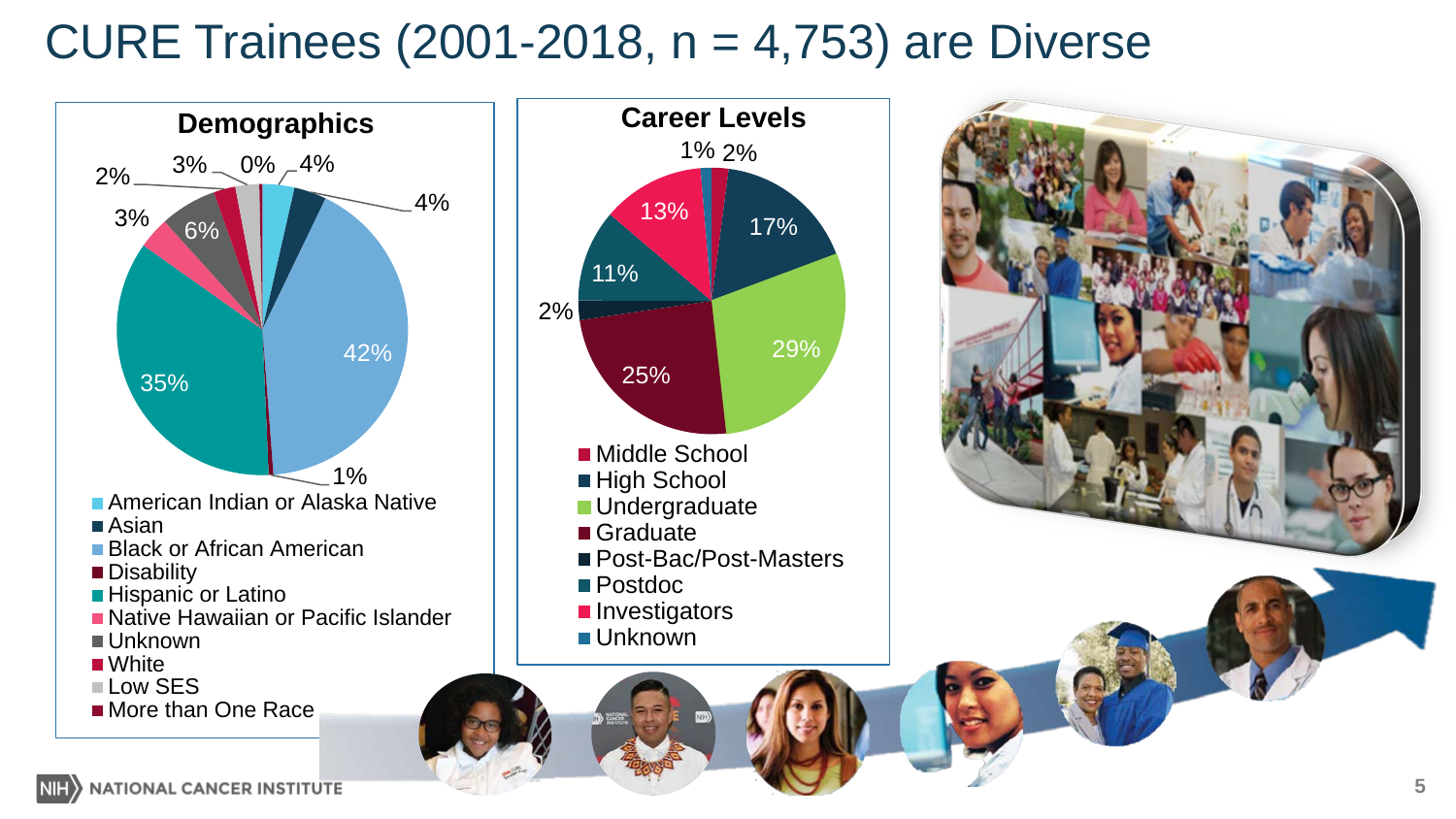# CURE Trainees (2001-2018, n = 4,753) are Diverse

### Demographics

- American Indian or Alaska Native: 4%
- Asian: 4%
- Black or African American: 42%
- Disability: 1%
- Hispanic or Latino: 35%
- Native Hawaiian or Pacific Islander: 3%
- Unknown: 6%
- White: 2%
- Low SES: 3%
- More than One Race: 0%

### Career Levels

- Middle School: 2%
- High School: 17%
- Undergraduate: 29%
- Graduate: 25%
- Post-Bac/Post-Masters: 2%
- Postdoc: 11%
- Investigators: 13%
- Unknown: 1%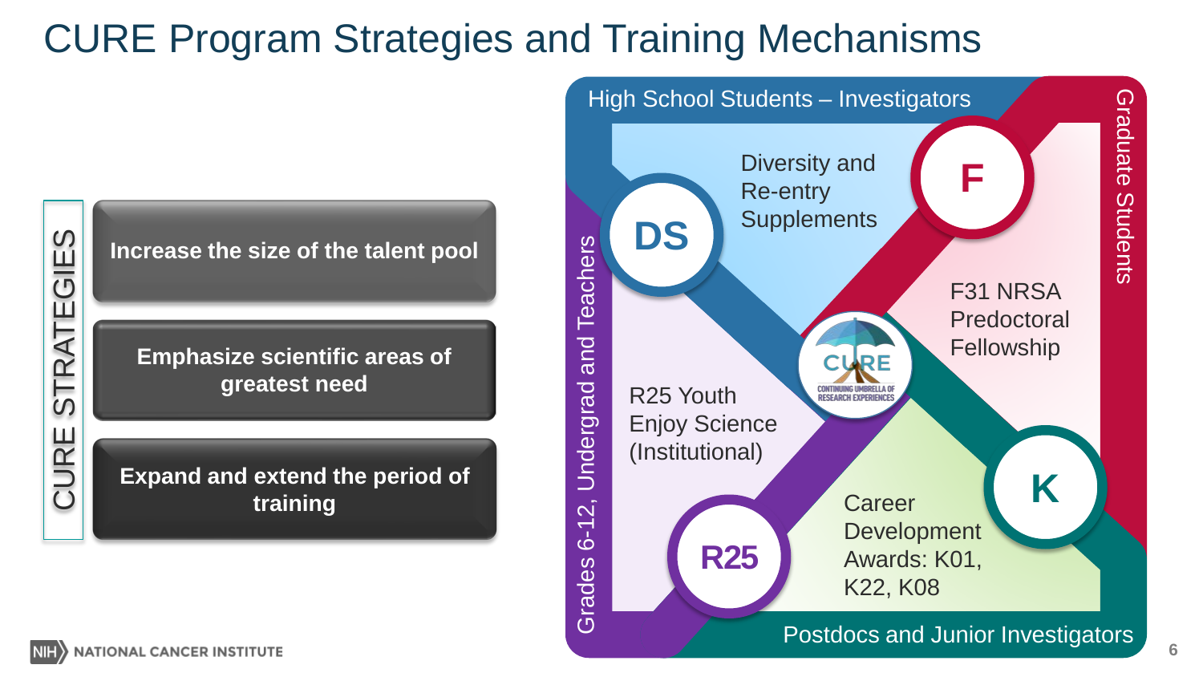# CURE Program Strategies and Training Mechanisms

**CURE STRATEGIES**

- **Increase the size of the talent pool**
- **Emphasize scientific areas of greatest need**
- **Expand and extend the period of training**

High School Students – Investigators

Graduate Students

Grades 6-12, Undergrad and Teachers

Postdocs and Junior Investigators

**DS** – Diversity and Re-entry Supplements

**F** – F31 NRSA Predoctoral Fellowship

**R25** – R25 Youth Enjoy Science (Institutional)

**K** – Career Development Awards: K01, K22, K08

CURE – CONTINUING UMBRELLA OF RESEARCH EXPERIENCES

NIH NATIONAL CANCER INSTITUTE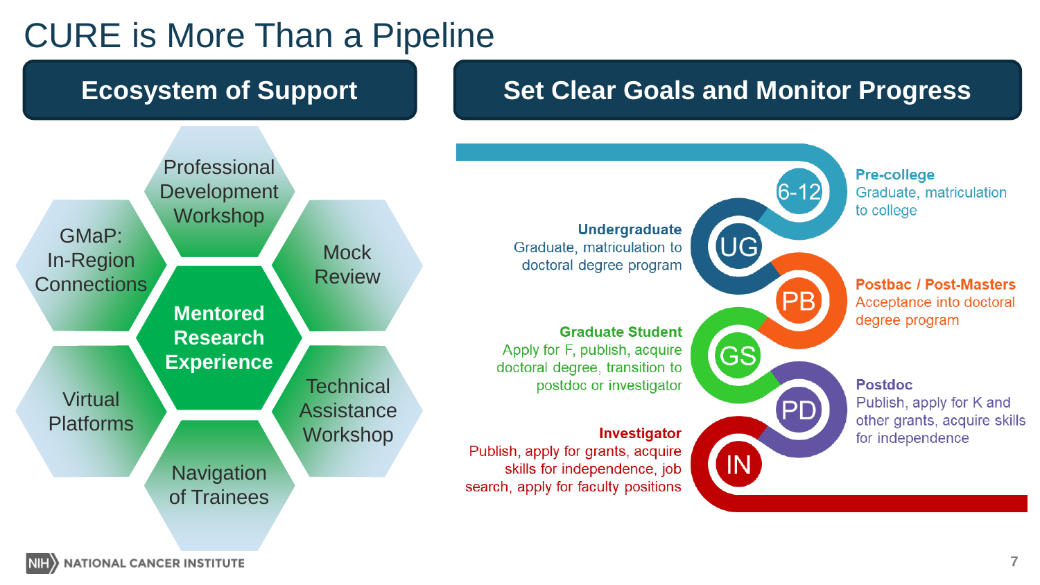# CURE is More Than a Pipeline

## Ecosystem of Support

**Mentored Research Experience**

- Professional Development Workshop
- Mock Review
- Technical Assistance Workshop
- Navigation of Trainees
- Virtual Platforms
- GMaP: In-Region Connections

## Set Clear Goals and Monitor Progress

**6-12 – Pre-college**
Graduate, matriculation to college

**UG – Undergraduate**
Graduate, matriculation to doctoral degree program

**PB – Postbac / Post-Masters**
Acceptance into doctoral degree program

**GS – Graduate Student**
Apply for F, publish, acquire doctoral degree, transition to postdoc or investigator

**PD – Postdoc**
Publish, apply for K and other grants, acquire skills for independence

**IN – Investigator**
Publish, apply for grants, acquire skills for independence, job search, apply for faculty positions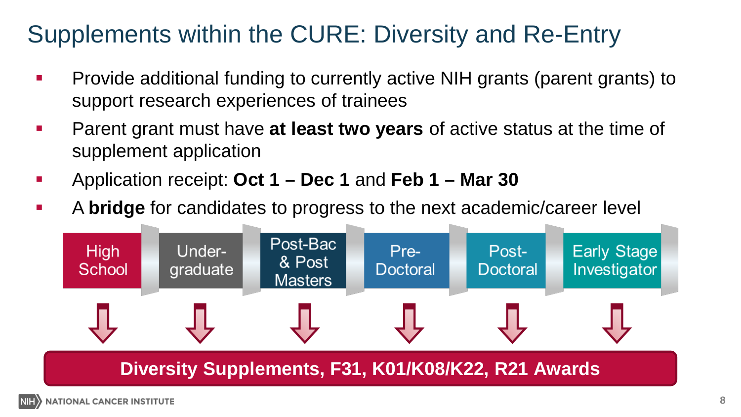# Supplements within the CURE: Diversity and Re-Entry

- Provide additional funding to currently active NIH grants (parent grants) to support research experiences of trainees
- Parent grant must have **at least two years** of active status at the time of supplement application
- Application receipt: **Oct 1 – Dec 1** and **Feb 1 – Mar 30**
- A **bridge** for candidates to progress to the next academic/career level

High School → Under-graduate → Post-Bac & Post Masters → Pre-Doctoral → Post-Doctoral → Early Stage Investigator

**Diversity Supplements, F31, K01/K08/K22, R21 Awards**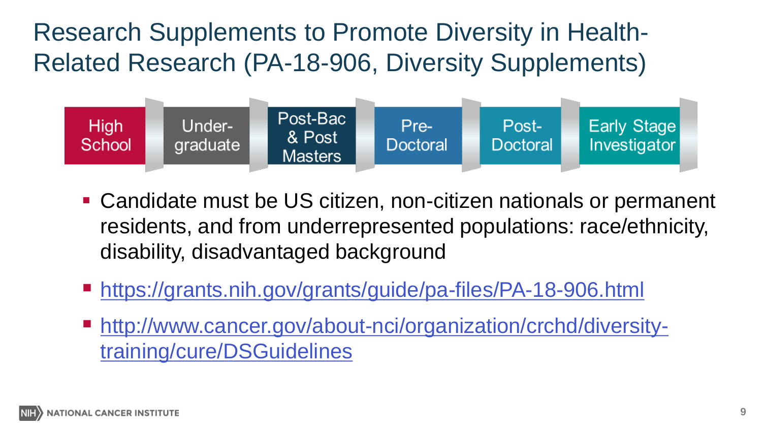# Research Supplements to Promote Diversity in Health-Related Research (PA-18-906, Diversity Supplements)

High School → Under-graduate → Post-Bac & Post Masters → Pre-Doctoral → Post-Doctoral → Early Stage Investigator

- Candidate must be US citizen, non-citizen nationals or permanent residents, and from underrepresented populations: race/ethnicity, disability, disadvantaged background
- https://grants.nih.gov/grants/guide/pa-files/PA-18-906.html
- http://www.cancer.gov/about-nci/organization/crchd/diversity-training/cure/DSGuidelines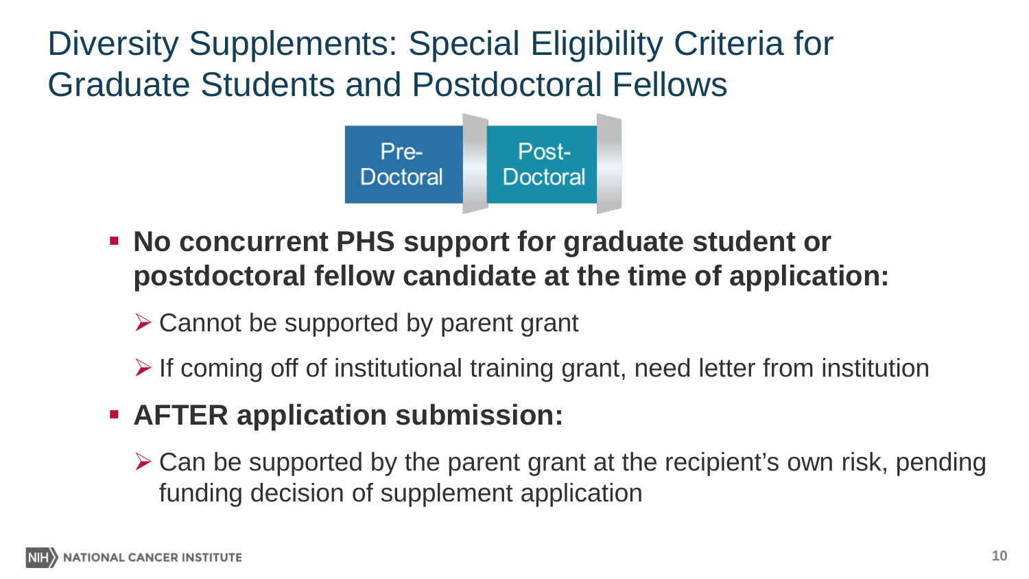# Diversity Supplements: Special Eligibility Criteria for Graduate Students and Postdoctoral Fellows

Pre-Doctoral → Post-Doctoral

- **No concurrent PHS support for graduate student or postdoctoral fellow candidate at the time of application:**
  - Cannot be supported by parent grant
  - If coming off of institutional training grant, need letter from institution
- **AFTER application submission:**
  - Can be supported by the parent grant at the recipient's own risk, pending funding decision of supplement application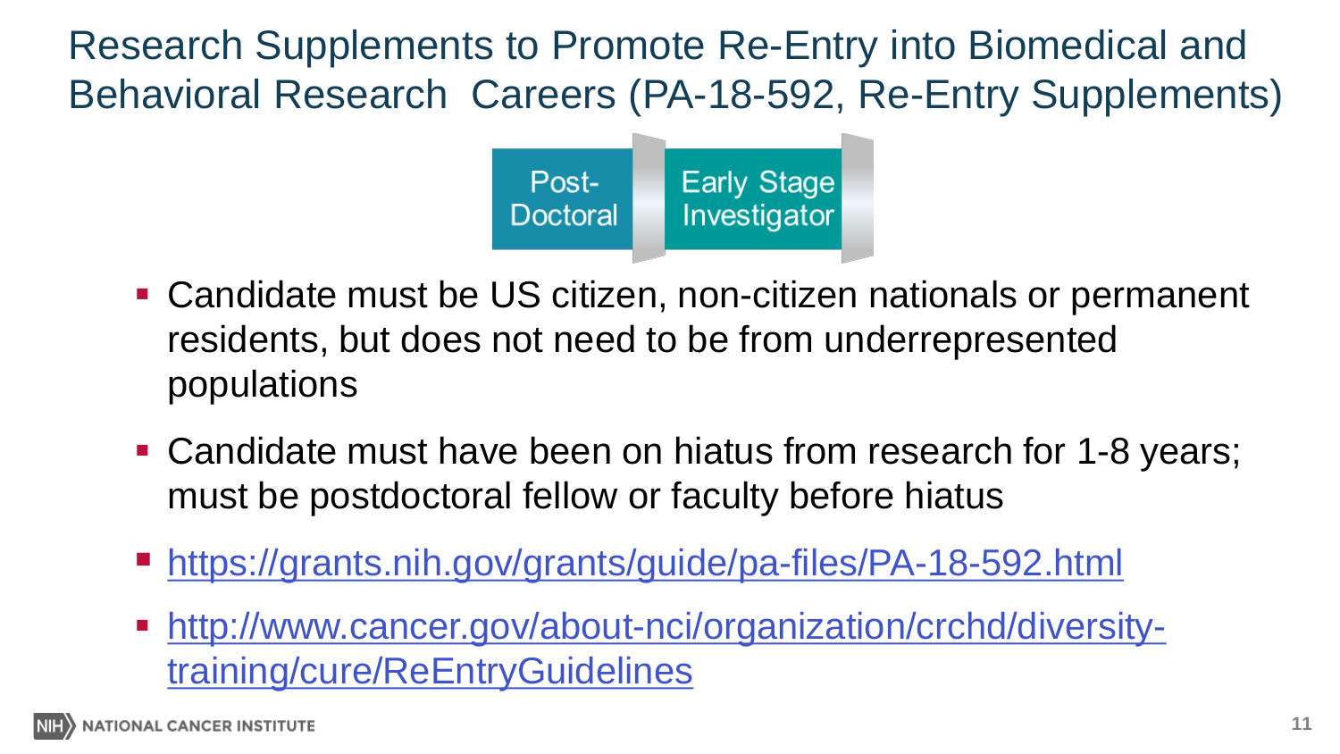# Research Supplements to Promote Re-Entry into Biomedical and Behavioral Research Careers (PA-18-592, Re-Entry Supplements)

Post-Doctoral → Early Stage Investigator

- Candidate must be US citizen, non-citizen nationals or permanent residents, but does not need to be from underrepresented populations
- Candidate must have been on hiatus from research for 1-8 years; must be postdoctoral fellow or faculty before hiatus
- https://grants.nih.gov/grants/guide/pa-files/PA-18-592.html
- http://www.cancer.gov/about-nci/organization/crchd/diversity-training/cure/ReEntryGuidelines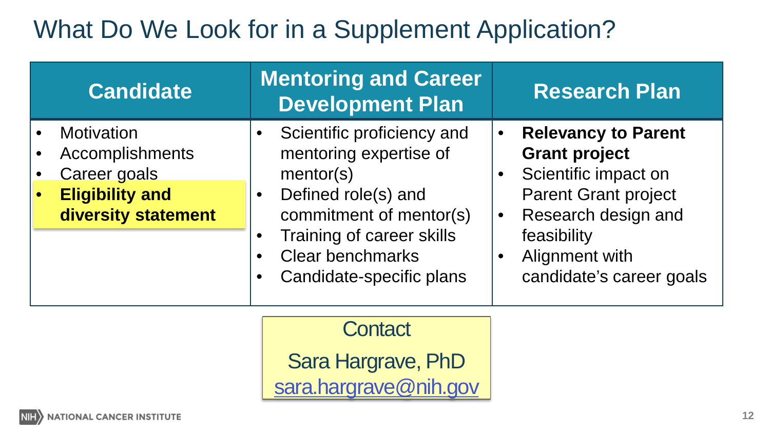# What Do We Look for in a Supplement Application?

| Candidate | Mentoring and Career Development Plan | Research Plan |
|---|---|---|
| • Motivation<br>• Accomplishments<br>• Career goals<br>• **Eligibility and diversity statement** | • Scientific proficiency and mentoring expertise of mentor(s)<br>• Defined role(s) and commitment of mentor(s)<br>• Training of career skills<br>• Clear benchmarks<br>• Candidate-specific plans | • **Relevancy to Parent Grant project**<br>• Scientific impact on Parent Grant project<br>• Research design and feasibility<br>• Alignment with candidate's career goals |

Contact

Sara Hargrave, PhD

sara.hargrave@nih.gov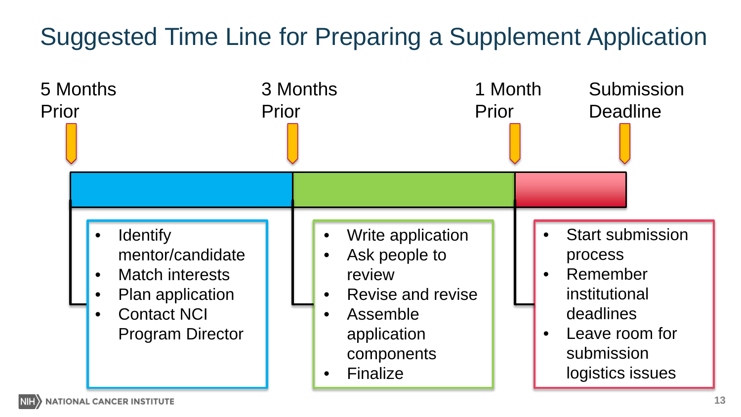# Suggested Time Line for Preparing a Supplement Application

**5 Months Prior**

- Identify mentor/candidate
- Match interests
- Plan application
- Contact NCI Program Director

**3 Months Prior**

- Write application
- Ask people to review
- Revise and revise
- Assemble application components
- Finalize

**1 Month Prior**

- Start submission process
- Remember institutional deadlines
- Leave room for submission logistics issues

**Submission Deadline**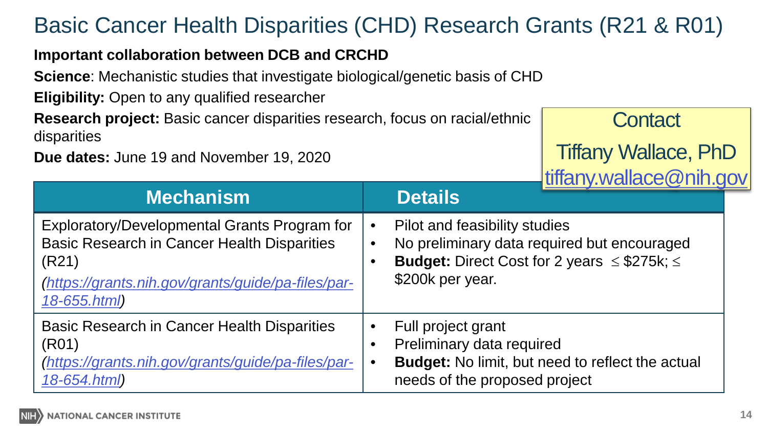# Basic Cancer Health Disparities (CHD) Research Grants (R21 & R01)

**Important collaboration between DCB and CRCHD**

**Science**: Mechanistic studies that investigate biological/genetic basis of CHD

**Eligibility:** Open to any qualified researcher

**Research project:** Basic cancer disparities research, focus on racial/ethnic disparities

**Due dates:** June 19 and November 19, 2020

Contact

Tiffany Wallace, PhD

tiffany.wallace@nih.gov

| Mechanism | Details |
|---|---|
| Exploratory/Developmental Grants Program for Basic Research in Cancer Health Disparities (R21) *(https://grants.nih.gov/grants/guide/pa-files/par-18-655.html)* | • Pilot and feasibility studies<br>• No preliminary data required but encouraged<br>• **Budget:** Direct Cost for 2 years ≤ \$275k; ≤ \$200k per year. |
| Basic Research in Cancer Health Disparities (R01) *(https://grants.nih.gov/grants/guide/pa-files/par-18-654.html)* | • Full project grant<br>• Preliminary data required<br>• **Budget:** No limit, but need to reflect the actual needs of the proposed project |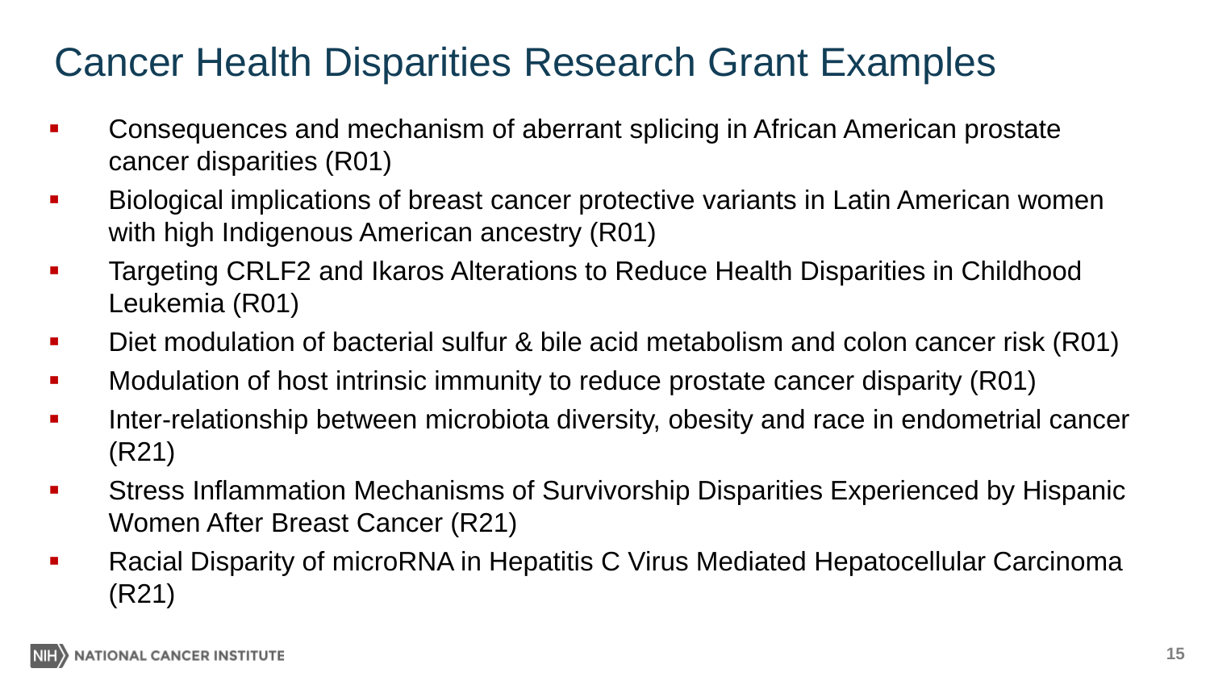# Cancer Health Disparities Research Grant Examples

- Consequences and mechanism of aberrant splicing in African American prostate cancer disparities (R01)
- Biological implications of breast cancer protective variants in Latin American women with high Indigenous American ancestry (R01)
- Targeting CRLF2 and Ikaros Alterations to Reduce Health Disparities in Childhood Leukemia (R01)
- Diet modulation of bacterial sulfur & bile acid metabolism and colon cancer risk (R01)
- Modulation of host intrinsic immunity to reduce prostate cancer disparity (R01)
- Inter-relationship between microbiota diversity, obesity and race in endometrial cancer (R21)
- Stress Inflammation Mechanisms of Survivorship Disparities Experienced by Hispanic Women After Breast Cancer (R21)
- Racial Disparity of microRNA in Hepatitis C Virus Mediated Hepatocellular Carcinoma (R21)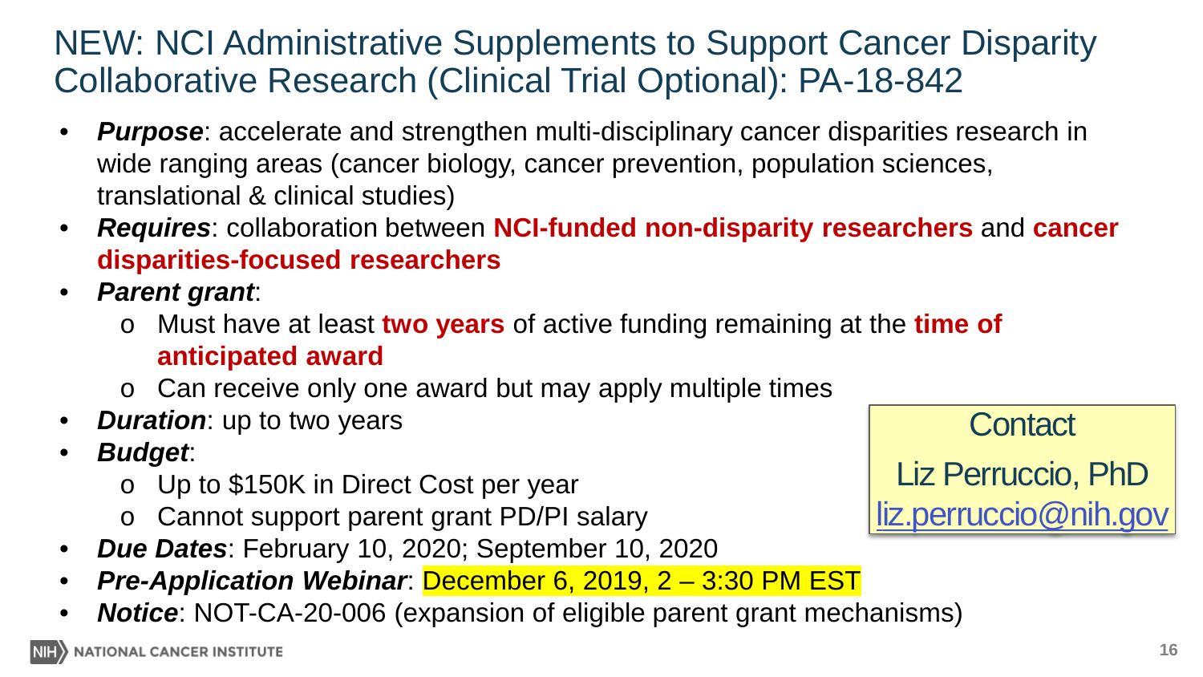# NEW: NCI Administrative Supplements to Support Cancer Disparity Collaborative Research (Clinical Trial Optional): PA-18-842

- ***Purpose***: accelerate and strengthen multi-disciplinary cancer disparities research in wide ranging areas (cancer biology, cancer prevention, population sciences, translational & clinical studies)
- ***Requires***: collaboration between **NCI-funded non-disparity researchers** and **cancer disparities-focused researchers**
- ***Parent grant***:
  - Must have at least **two years** of active funding remaining at the **time of anticipated award**
  - Can receive only one award but may apply multiple times
- ***Duration***: up to two years
- ***Budget***:
  - Up to $150K in Direct Cost per year
  - Cannot support parent grant PD/PI salary
- ***Due Dates***: February 10, 2020; September 10, 2020
- ***Pre-Application Webinar***: December 6, 2019, 2 – 3:30 PM EST
- ***Notice***: NOT-CA-20-006 (expansion of eligible parent grant mechanisms)

Contact

Liz Perruccio, PhD

liz.perruccio@nih.gov

NATIONAL CANCER INSTITUTE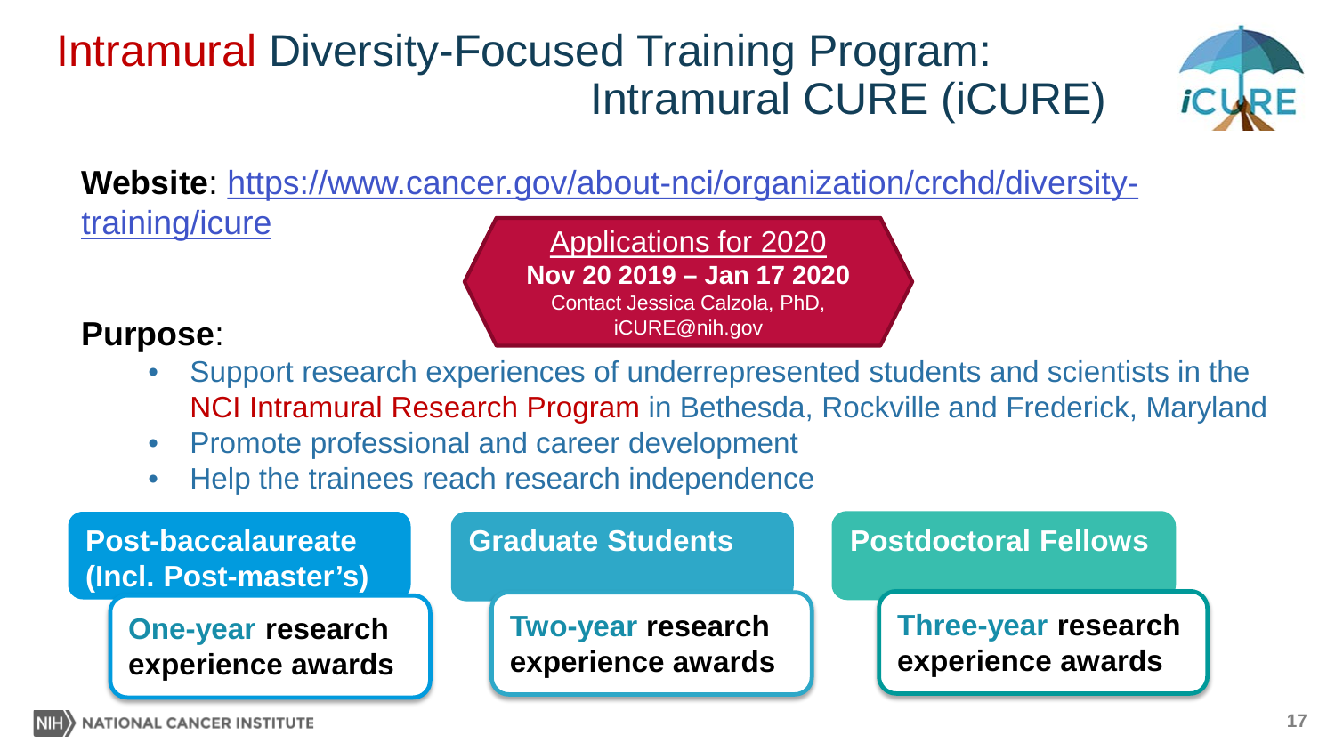# Intramural Diversity-Focused Training Program: Intramural CURE (iCURE)

**Website**: https://www.cancer.gov/about-nci/organization/crchd/diversity-training/icure

Applications for 2020

**Nov 20 2019 – Jan 17 2020**

Contact Jessica Calzola, PhD, iCURE@nih.gov

**Purpose**:

- Support research experiences of underrepresented students and scientists in the NCI Intramural Research Program in Bethesda, Rockville and Frederick, Maryland
- Promote professional and career development
- Help the trainees reach research independence

**Post-baccalaureate (Incl. Post-master's)**

**One-year research experience awards**

**Graduate Students**

**Two-year research experience awards**

**Postdoctoral Fellows**

**Three-year research experience awards**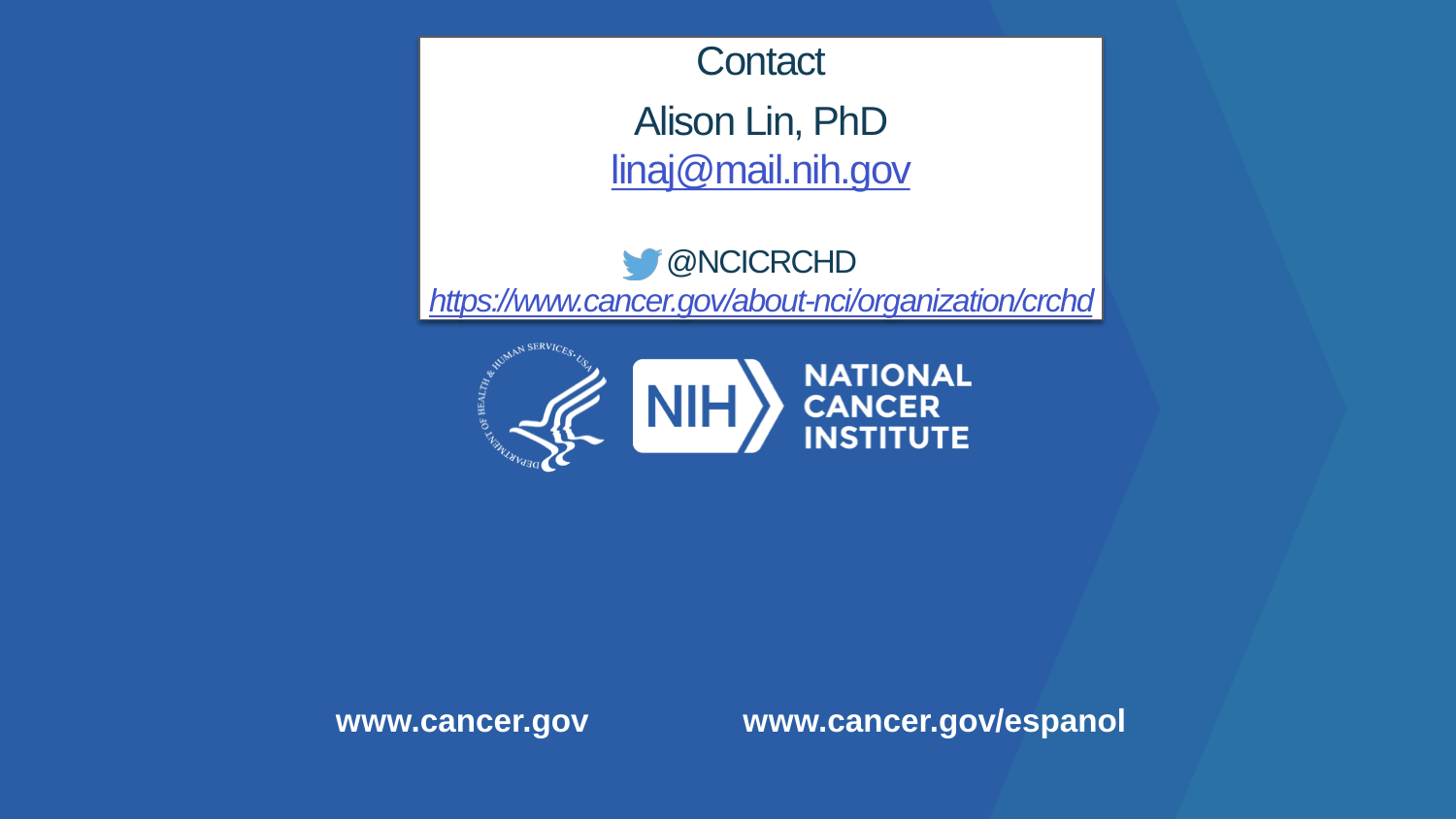## Contact

Alison Lin, PhD

linaj@mail.nih.gov

@NCICRCHD

*https://www.cancer.gov/about-nci/organization/crchd*

NIH NATIONAL CANCER INSTITUTE

**www.cancer.gov** **www.cancer.gov/espanol**